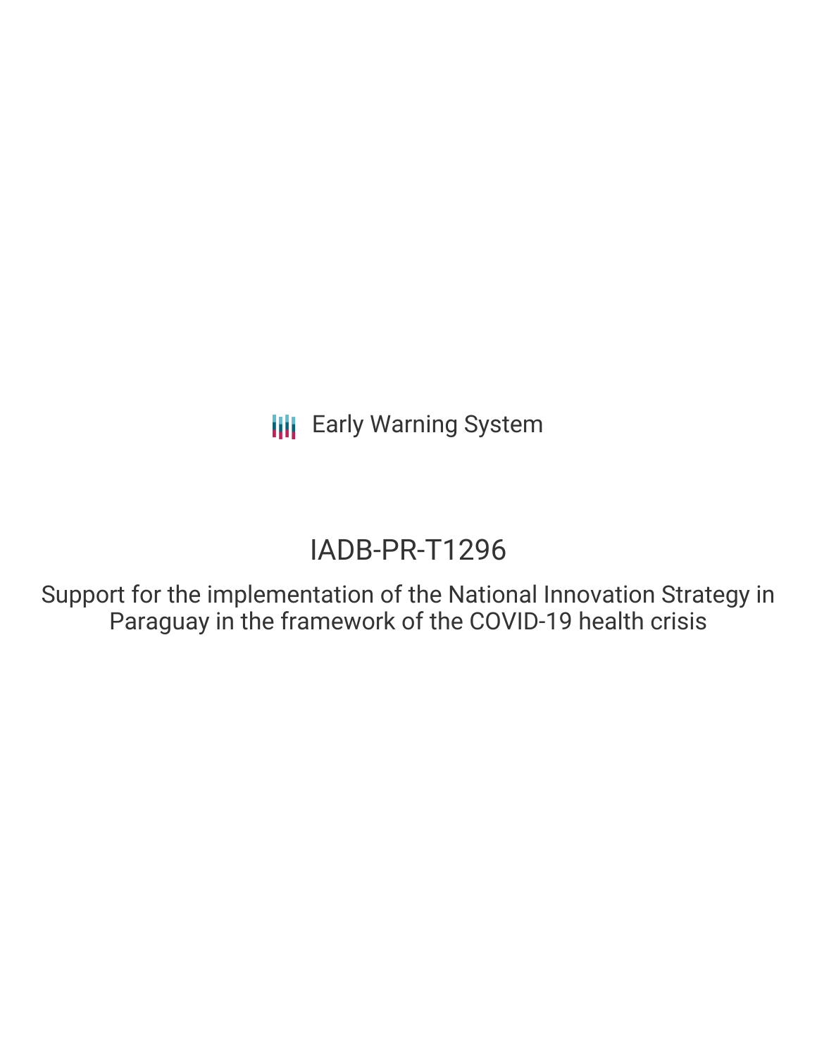Early Warning System

# IADB-PR-T1296

## Support for the implementation of the National Innovation Strategy in Paraguay in the framework of the COVID-19 health crisis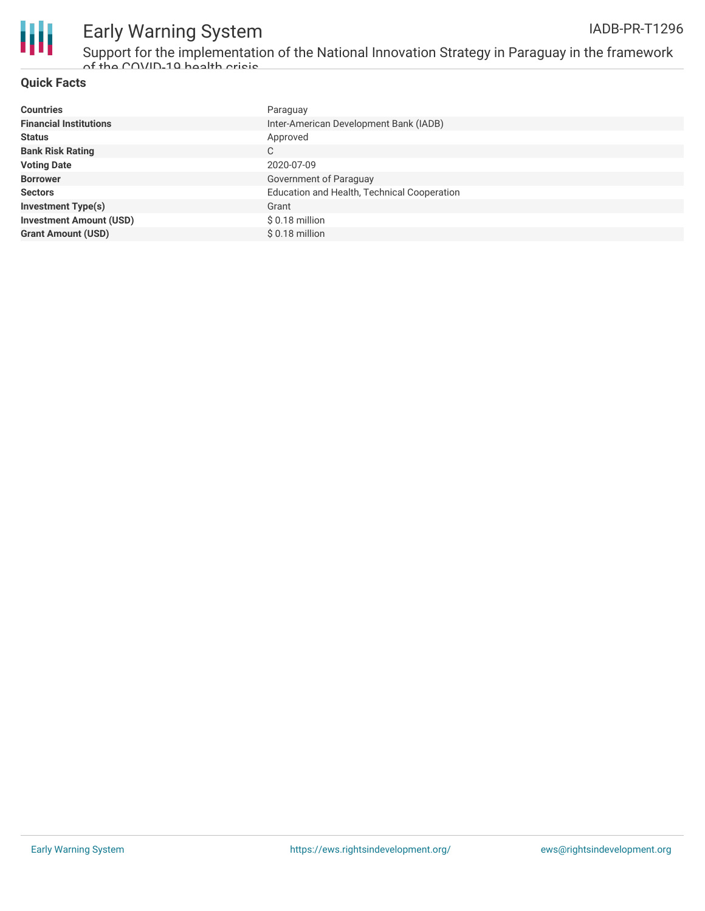## Quick Facts

| | |
|---|---|
| **Countries** | Paraguay |
| **Financial Institutions** | Inter-American Development Bank (IADB) |
| **Status** | Approved |
| **Bank Risk Rating** | C |
| **Voting Date** | 2020-07-09 |
| **Borrower** | Government of Paraguay |
| **Sectors** | Education and Health, Technical Cooperation |
| **Investment Type(s)** | Grant |
| **Investment Amount (USD)** | $ 0.18 million |
| **Grant Amount (USD)** | $ 0.18 million |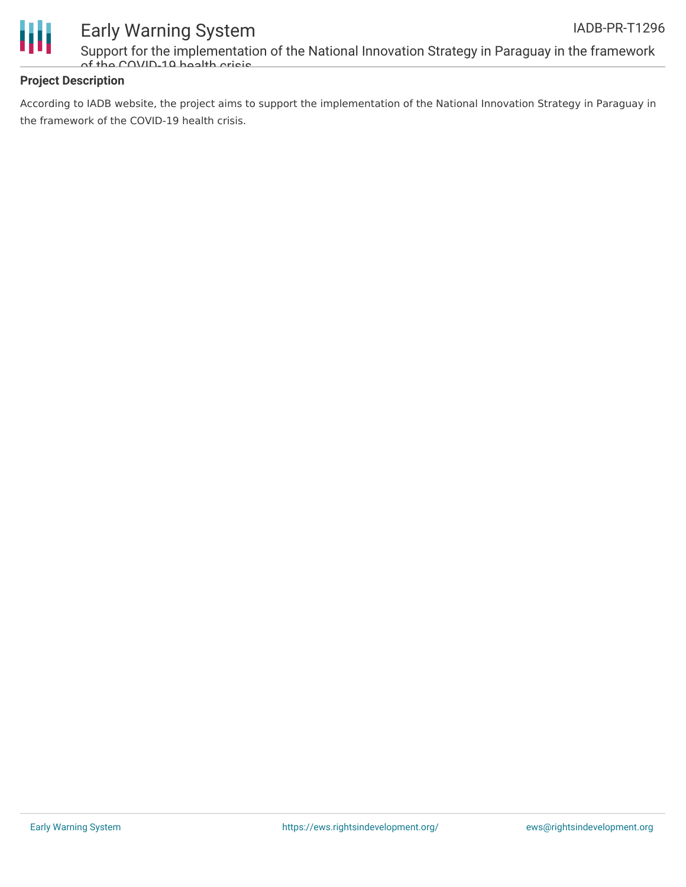## Project Description

According to IADB website, the project aims to support the implementation of the National Innovation Strategy in Paraguay in the framework of the COVID-19 health crisis.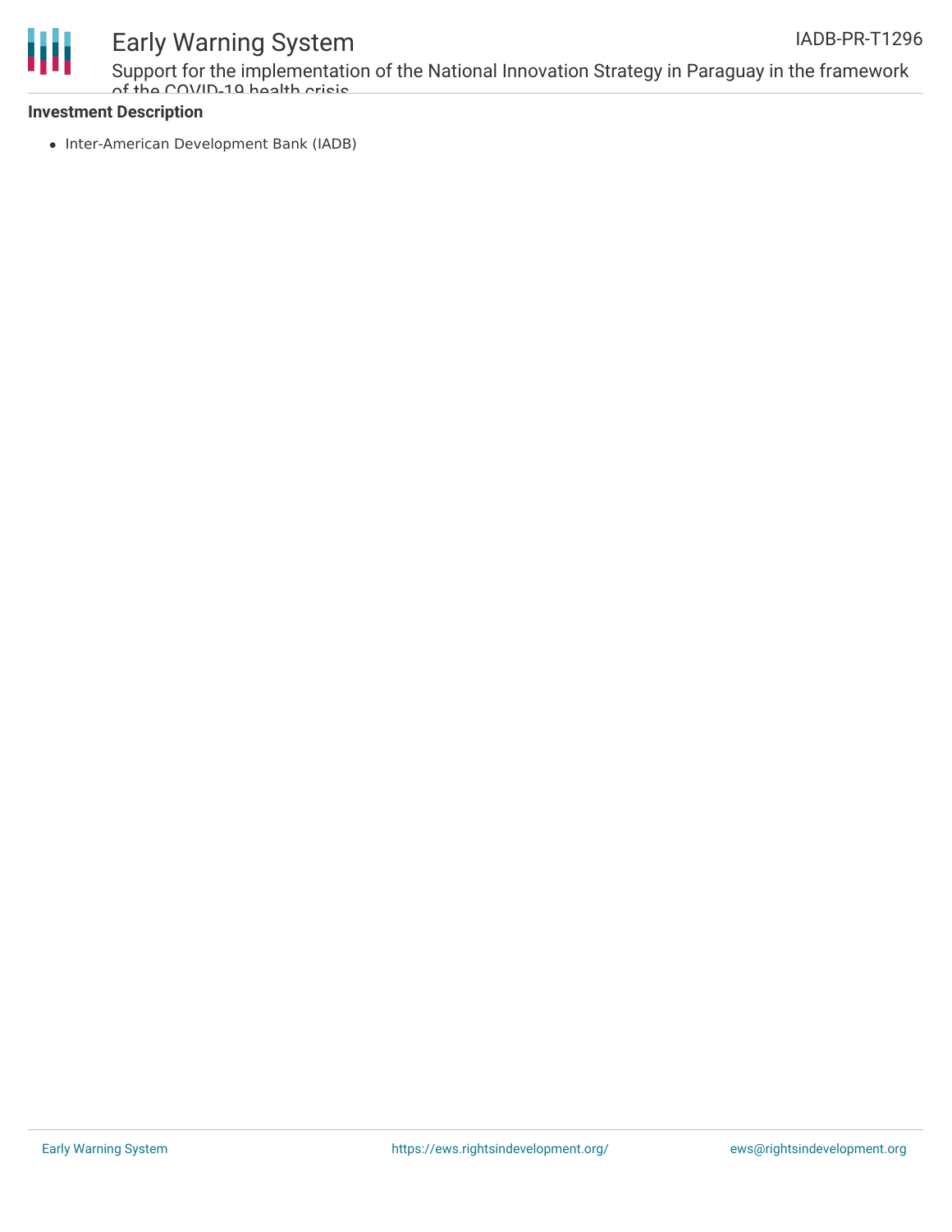**Investment Description**

- Inter-American Development Bank (IADB)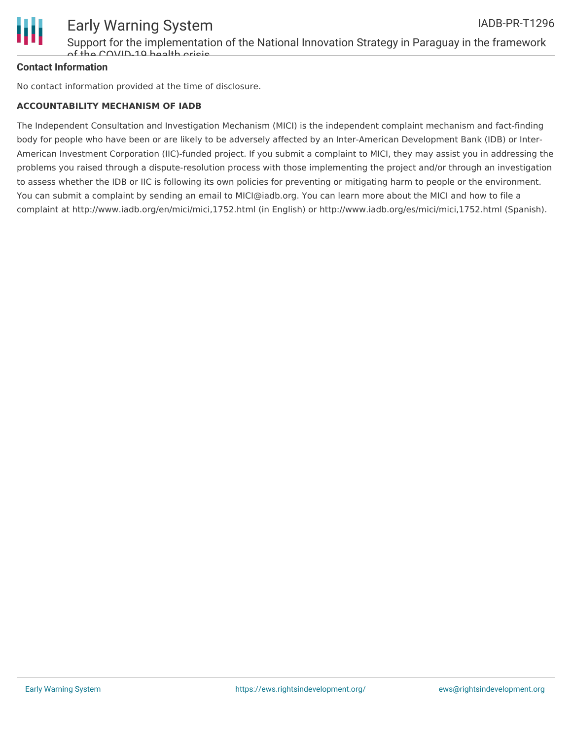**Contact Information**

No contact information provided at the time of disclosure.

**ACCOUNTABILITY MECHANISM OF IADB**

The Independent Consultation and Investigation Mechanism (MICI) is the independent complaint mechanism and fact-finding body for people who have been or are likely to be adversely affected by an Inter-American Development Bank (IDB) or Inter-American Investment Corporation (IIC)-funded project. If you submit a complaint to MICI, they may assist you in addressing the problems you raised through a dispute-resolution process with those implementing the project and/or through an investigation to assess whether the IDB or IIC is following its own policies for preventing or mitigating harm to people or the environment. You can submit a complaint by sending an email to MICI@iadb.org. You can learn more about the MICI and how to file a complaint at http://www.iadb.org/en/mici/mici,1752.html (in English) or http://www.iadb.org/es/mici/mici,1752.html (Spanish).